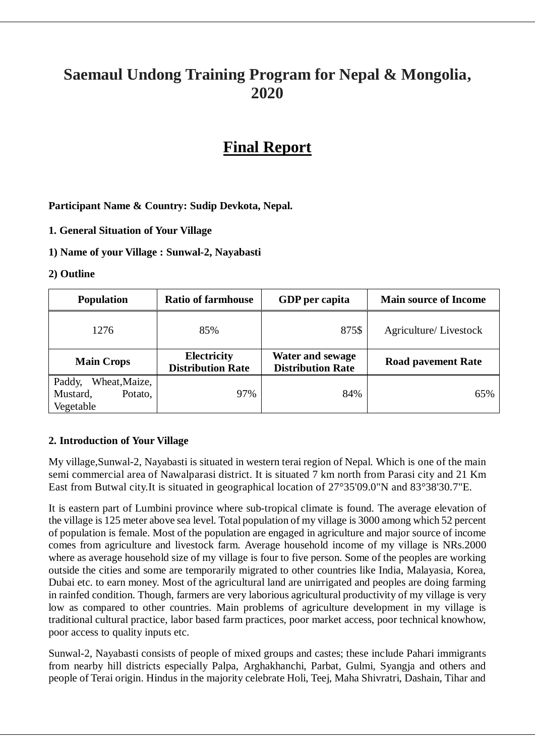# Saemaul Undong Training Program for Nepal & Mongolia, 2020

# Final Report

**Participant Name & Country: Sudip Devkota, Nepal.**

**1. General Situation of Your Village**

**1) Name of your Village : Sunwal-2, Nayabasti**

**2) Outline**

| Population | Ratio of farmhouse | GDP per capita | Main source of Income |
|---|---|---|---|
| 1276 | 85% | 875$ | Agriculture/ Livestock |
| **Main Crops** | **Electricity Distribution Rate** | **Water and sewage Distribution Rate** | **Road pavement Rate** |
| Paddy, Wheat,Maize, Mustard, Potato, Vegetable | 97% | 84% | 65% |

**2. Introduction of Your Village**

My village,Sunwal-2, Nayabasti is situated in western terai region of Nepal. Which is one of the main semi commercial area of Nawalparasi district. It is situated 7 km north from Parasi city and 21 Km East from Butwal city.It is situated in geographical location of 27°35'09.0"N and 83°38'30.7"E.

It is eastern part of Lumbini province where sub-tropical climate is found. The average elevation of the village is 125 meter above sea level. Total population of my village is 3000 among which 52 percent of population is female. Most of the population are engaged in agriculture and major source of income comes from agriculture and livestock farm. Average household income of my village is NRs.2000 where as average household size of my village is four to five person. Some of the peoples are working outside the cities and some are temporarily migrated to other countries like India, Malayasia, Korea, Dubai etc. to earn money. Most of the agricultural land are unirrigated and peoples are doing farming in rainfed condition. Though, farmers are very laborious agricultural productivity of my village is very low as compared to other countries. Main problems of agriculture development in my village is traditional cultural practice, labor based farm practices, poor market access, poor technical knowhow, poor access to quality inputs etc.

Sunwal-2, Nayabasti consists of people of mixed groups and castes; these include Pahari immigrants from nearby hill districts especially Palpa, Arghakhanchi, Parbat, Gulmi, Syangja and others and people of Terai origin. Hindus in the majority celebrate Holi, Teej, Maha Shivratri, Dashain, Tihar and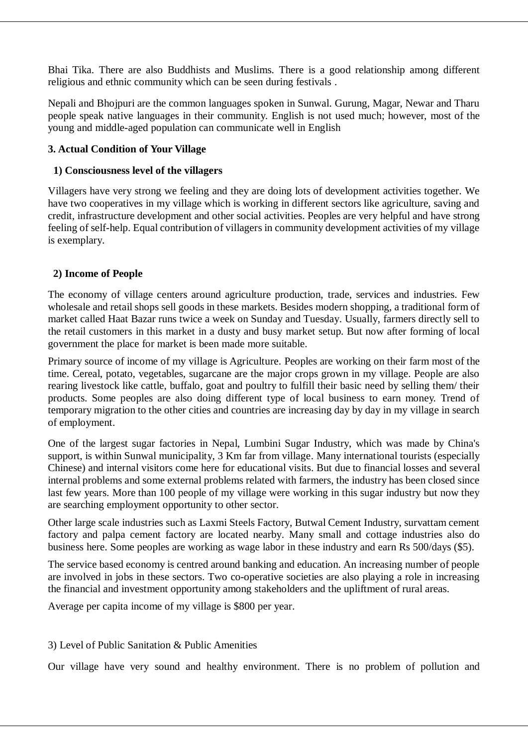Bhai Tika. There are also Buddhists and Muslims. There is a good relationship among different religious and ethnic community which can be seen during festivals .

Nepali and Bhojpuri are the common languages spoken in Sunwal. Gurung, Magar, Newar and Tharu people speak native languages in their community. English is not used much; however, most of the young and middle-aged population can communicate well in English

**3. Actual Condition of Your Village**

**1) Consciousness level of the villagers**

Villagers have very strong we feeling and they are doing lots of development activities together. We have two cooperatives in my village which is working in different sectors like agriculture, saving and credit, infrastructure development and other social activities. Peoples are very helpful and have strong feeling of self-help. Equal contribution of villagers in community development activities of my village is exemplary.

**2) Income of People**

The economy of village centers around agriculture production, trade, services and industries. Few wholesale and retail shops sell goods in these markets. Besides modern shopping, a traditional form of market called Haat Bazar runs twice a week on Sunday and Tuesday. Usually, farmers directly sell to the retail customers in this market in a dusty and busy market setup. But now after forming of local government the place for market is been made more suitable.

Primary source of income of my village is Agriculture. Peoples are working on their farm most of the time. Cereal, potato, vegetables, sugarcane are the major crops grown in my village. People are also rearing livestock like cattle, buffalo, goat and poultry to fulfill their basic need by selling them/ their products. Some peoples are also doing different type of local business to earn money. Trend of temporary migration to the other cities and countries are increasing day by day in my village in search of employment.

One of the largest sugar factories in Nepal, Lumbini Sugar Industry, which was made by China's support, is within Sunwal municipality, 3 Km far from village. Many international tourists (especially Chinese) and internal visitors come here for educational visits. But due to financial losses and several internal problems and some external problems related with farmers, the industry has been closed since last few years. More than 100 people of my village were working in this sugar industry but now they are searching employment opportunity to other sector.

Other large scale industries such as Laxmi Steels Factory, Butwal Cement Industry, survattam cement factory and palpa cement factory are located nearby. Many small and cottage industries also do business here. Some peoples are working as wage labor in these industry and earn Rs 500/days ($5).

The service based economy is centred around banking and education. An increasing number of people are involved in jobs in these sectors. Two co-operative societies are also playing a role in increasing the financial and investment opportunity among stakeholders and the upliftment of rural areas.

Average per capita income of my village is $800 per year.

3) Level of Public Sanitation & Public Amenities

Our village have very sound and healthy environment. There is no problem of pollution and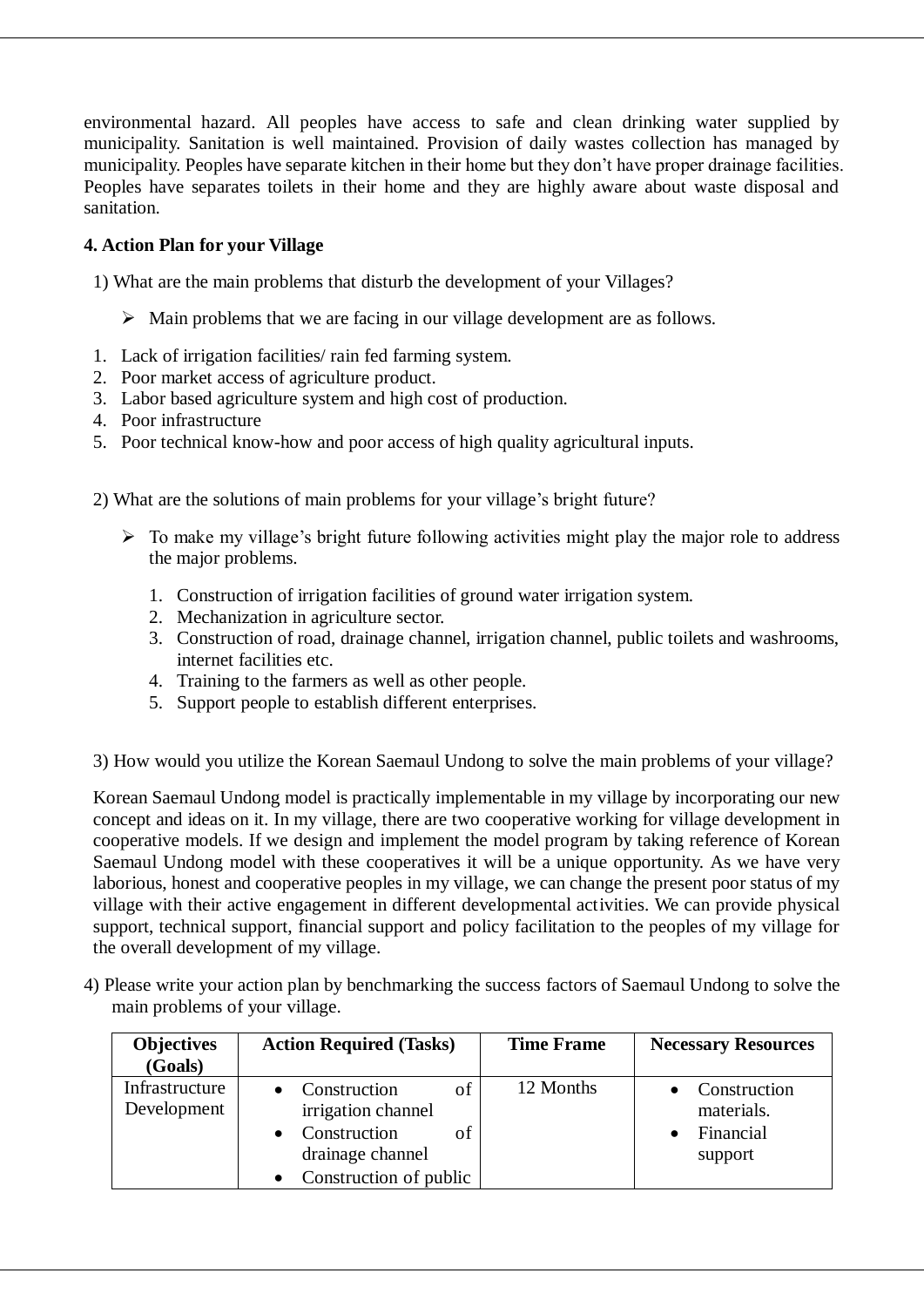environmental hazard. All peoples have access to safe and clean drinking water supplied by municipality. Sanitation is well maintained. Provision of daily wastes collection has managed by municipality. Peoples have separate kitchen in their home but they don't have proper drainage facilities. Peoples have separates toilets in their home and they are highly aware about waste disposal and sanitation.

**4. Action Plan for your Village**

1) What are the main problems that disturb the development of your Villages?

➢ Main problems that we are facing in our village development are as follows.

1. Lack of irrigation facilities/ rain fed farming system.
2. Poor market access of agriculture product.
3. Labor based agriculture system and high cost of production.
4. Poor infrastructure
5. Poor technical know-how and poor access of high quality agricultural inputs.

2) What are the solutions of main problems for your village's bright future?

➢ To make my village's bright future following activities might play the major role to address the major problems.

1. Construction of irrigation facilities of ground water irrigation system.
2. Mechanization in agriculture sector.
3. Construction of road, drainage channel, irrigation channel, public toilets and washrooms, internet facilities etc.
4. Training to the farmers as well as other people.
5. Support people to establish different enterprises.

3) How would you utilize the Korean Saemaul Undong to solve the main problems of your village?

Korean Saemaul Undong model is practically implementable in my village by incorporating our new concept and ideas on it. In my village, there are two cooperative working for village development in cooperative models. If we design and implement the model program by taking reference of Korean Saemaul Undong model with these cooperatives it will be a unique opportunity. As we have very laborious, honest and cooperative peoples in my village, we can change the present poor status of my village with their active engagement in different developmental activities. We can provide physical support, technical support, financial support and policy facilitation to the peoples of my village for the overall development of my village.

4) Please write your action plan by benchmarking the success factors of Saemaul Undong to solve the main problems of your village.

| Objectives (Goals) | Action Required (Tasks) | Time Frame | Necessary Resources |
|---|---|---|---|
| Infrastructure Development | • Construction of irrigation channel<br>• Construction of drainage channel<br>• Construction of public | 12 Months | • Construction materials.<br>• Financial support |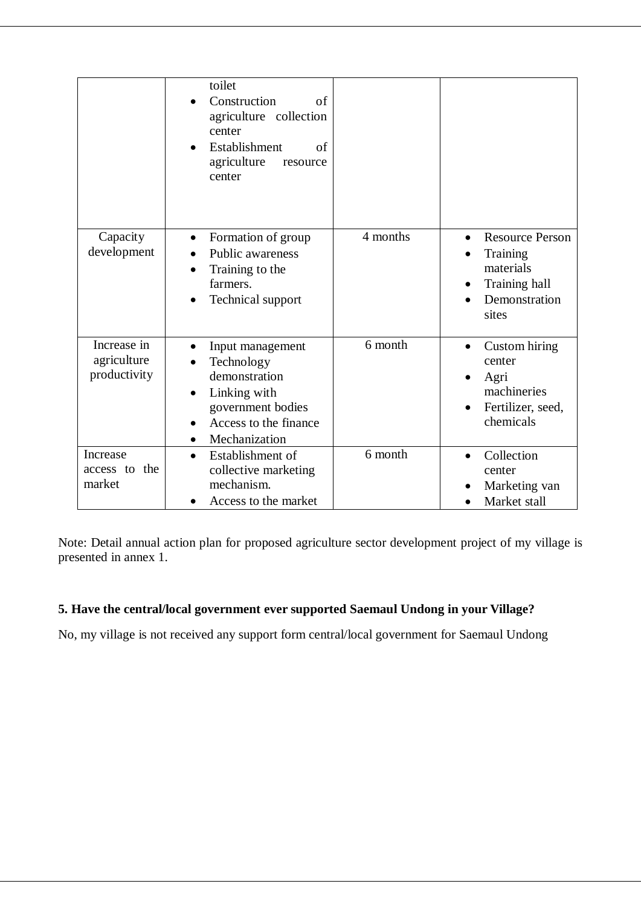| | | | |
|---|---|---|---|
| | toilet<br>• Construction of agriculture collection center<br>• Establishment of agriculture resource center | | |
| Capacity development | • Formation of group<br>• Public awareness<br>• Training to the farmers.<br>• Technical support | 4 months | • Resource Person<br>• Training materials<br>• Training hall<br>• Demonstration sites |
| Increase in agriculture productivity | • Input management<br>• Technology demonstration<br>• Linking with government bodies<br>• Access to the finance<br>• Mechanization | 6 month | • Custom hiring center<br>• Agri machineries<br>• Fertilizer, seed, chemicals |
| Increase access to the market | • Establishment of collective marketing mechanism.<br>• Access to the market | 6 month | • Collection center<br>• Marketing van<br>• Market stall |

Note: Detail annual action plan for proposed agriculture sector development project of my village is presented in annex 1.

**5. Have the central/local government ever supported Saemaul Undong in your Village?**

No, my village is not received any support form central/local government for Saemaul Undong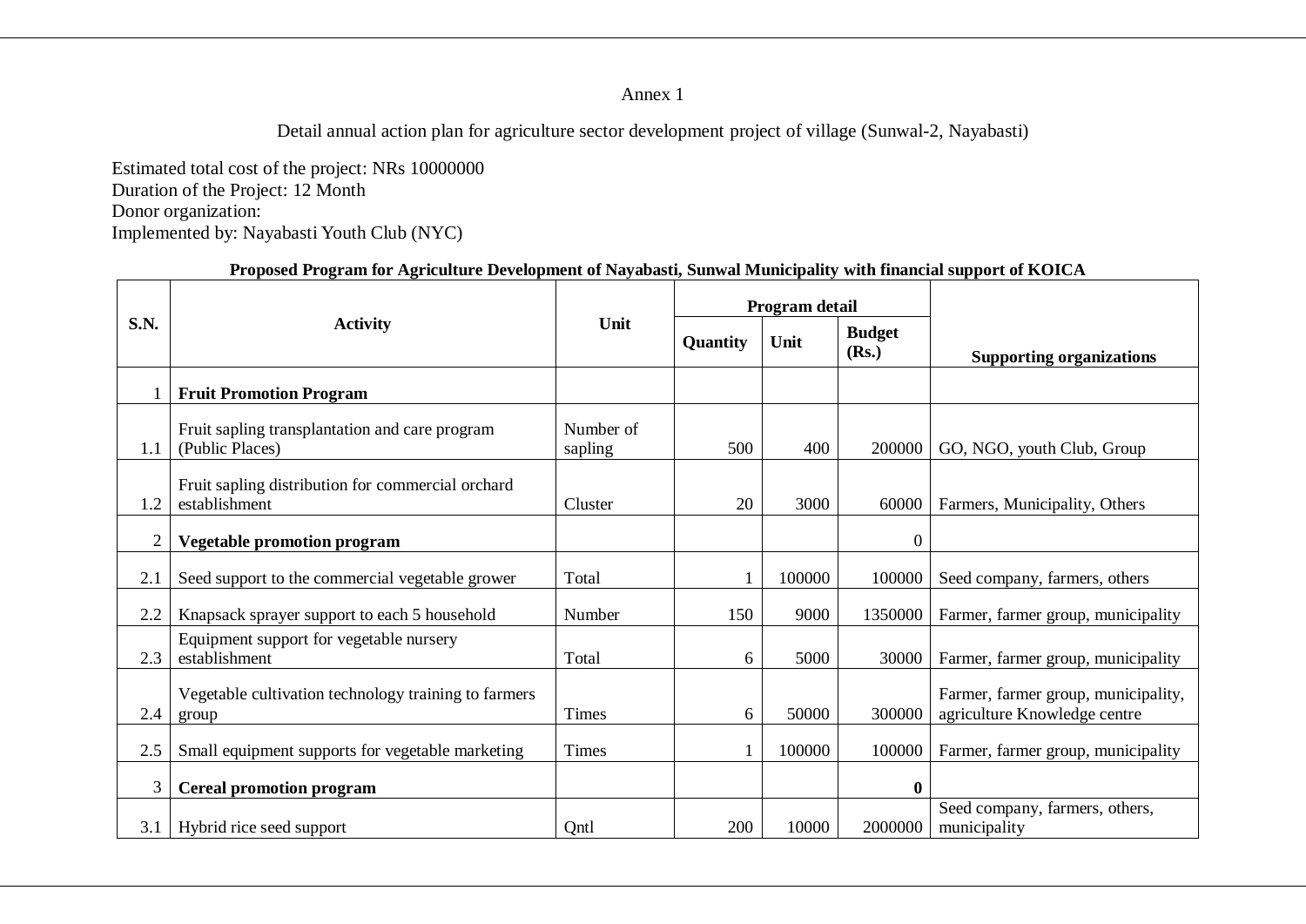Annex 1

Detail annual action plan for agriculture sector development project of village (Sunwal-2, Nayabasti)

Estimated total cost of the project: NRs 10000000
Duration of the Project: 12 Month
Donor organization:
Implemented by: Nayabasti Youth Club (NYC)

**Proposed Program for Agriculture Development of Nayabasti, Sunwal Municipality with financial support of KOICA**

| S.N. | Activity | Unit | Program detail | | | Supporting organizations |
|---|---|---|---|---|---|---|
| | | | Quantity | Unit | Budget (Rs.) | |
| 1 | **Fruit Promotion Program** | | | | | |
| 1.1 | Fruit sapling transplantation and care program (Public Places) | Number of sapling | 500 | 400 | 200000 | GO, NGO, youth Club, Group |
| 1.2 | Fruit sapling distribution for commercial orchard establishment | Cluster | 20 | 3000 | 60000 | Farmers, Municipality, Others |
| 2 | **Vegetable promotion program** | | | | 0 | |
| 2.1 | Seed support to the commercial vegetable grower | Total | 1 | 100000 | 100000 | Seed company, farmers, others |
| 2.2 | Knapsack sprayer support to each 5 household | Number | 150 | 9000 | 1350000 | Farmer, farmer group, municipality |
| 2.3 | Equipment support for vegetable nursery establishment | Total | 6 | 5000 | 30000 | Farmer, farmer group, municipality |
| 2.4 | Vegetable cultivation technology training to farmers group | Times | 6 | 50000 | 300000 | Farmer, farmer group, municipality, agriculture Knowledge centre |
| 2.5 | Small equipment supports for vegetable marketing | Times | 1 | 100000 | 100000 | Farmer, farmer group, municipality |
| 3 | **Cereal promotion program** | | | | **0** | |
| 3.1 | Hybrid rice seed support | Qntl | 200 | 10000 | 2000000 | Seed company, farmers, others, municipality |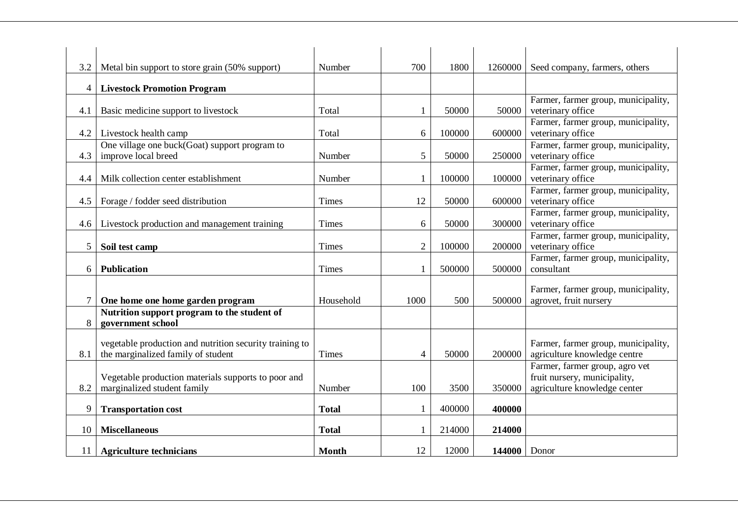| | | | | | | |
|---|---|---|---|---|---|---|
| 3.2 | Metal bin support to store grain (50% support) | Number | 700 | 1800 | 1260000 | Seed company, farmers, others |
| 4 | **Livestock Promotion Program** | | | | | |
| 4.1 | Basic medicine support to livestock | Total | 1 | 50000 | 50000 | Farmer, farmer group, municipality, veterinary office |
| 4.2 | Livestock health camp | Total | 6 | 100000 | 600000 | Farmer, farmer group, municipality, veterinary office |
| 4.3 | One village one buck(Goat) support program to improve local breed | Number | 5 | 50000 | 250000 | Farmer, farmer group, municipality, veterinary office |
| 4.4 | Milk collection center establishment | Number | 1 | 100000 | 100000 | Farmer, farmer group, municipality, veterinary office |
| 4.5 | Forage / fodder seed distribution | Times | 12 | 50000 | 600000 | Farmer, farmer group, municipality, veterinary office |
| 4.6 | Livestock production and management training | Times | 6 | 50000 | 300000 | Farmer, farmer group, municipality, veterinary office |
| 5 | **Soil test camp** | Times | 2 | 100000 | 200000 | Farmer, farmer group, municipality, veterinary office |
| 6 | **Publication** | Times | 1 | 500000 | 500000 | Farmer, farmer group, municipality, consultant |
| 7 | **One home one home garden program** | Household | 1000 | 500 | 500000 | Farmer, farmer group, municipality, agrovet, fruit nursery |
| 8 | **Nutrition support program to the student of government school** | | | | | |
| 8.1 | vegetable production and nutrition security training to the marginalized family of student | Times | 4 | 50000 | 200000 | Farmer, farmer group, municipality, agriculture knowledge centre |
| 8.2 | Vegetable production materials supports to poor and marginalized student family | Number | 100 | 3500 | 350000 | Farmer, farmer group, agro vet fruit nursery, municipality, agriculture knowledge center |
| 9 | **Transportation cost** | **Total** | 1 | 400000 | **400000** | |
| 10 | **Miscellaneous** | **Total** | 1 | 214000 | **214000** | |
| 11 | **Agriculture technicians** | **Month** | 12 | 12000 | **144000** | Donor |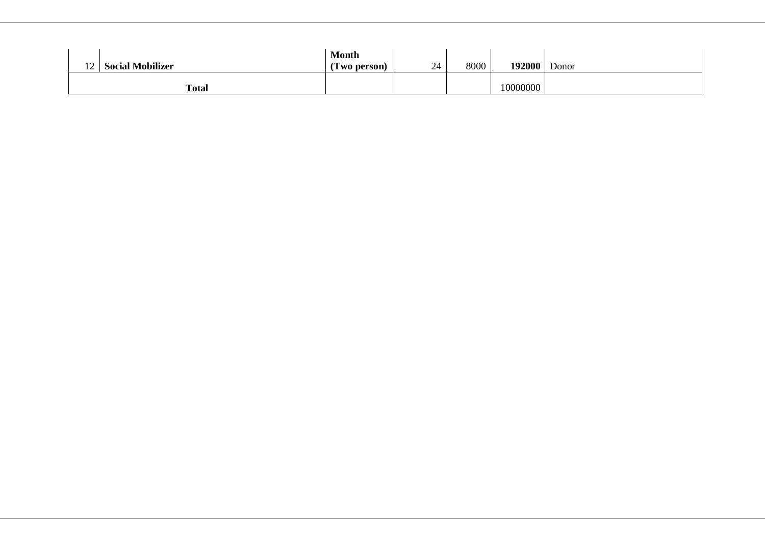| | | | | | | |
|---|---|---|---|---|---|---|
| 12 | **Social Mobilizer** | **Month (Two person)** | 24 | 8000 | **192000** | Donor |
| **Total** | | | | | 10000000 | |